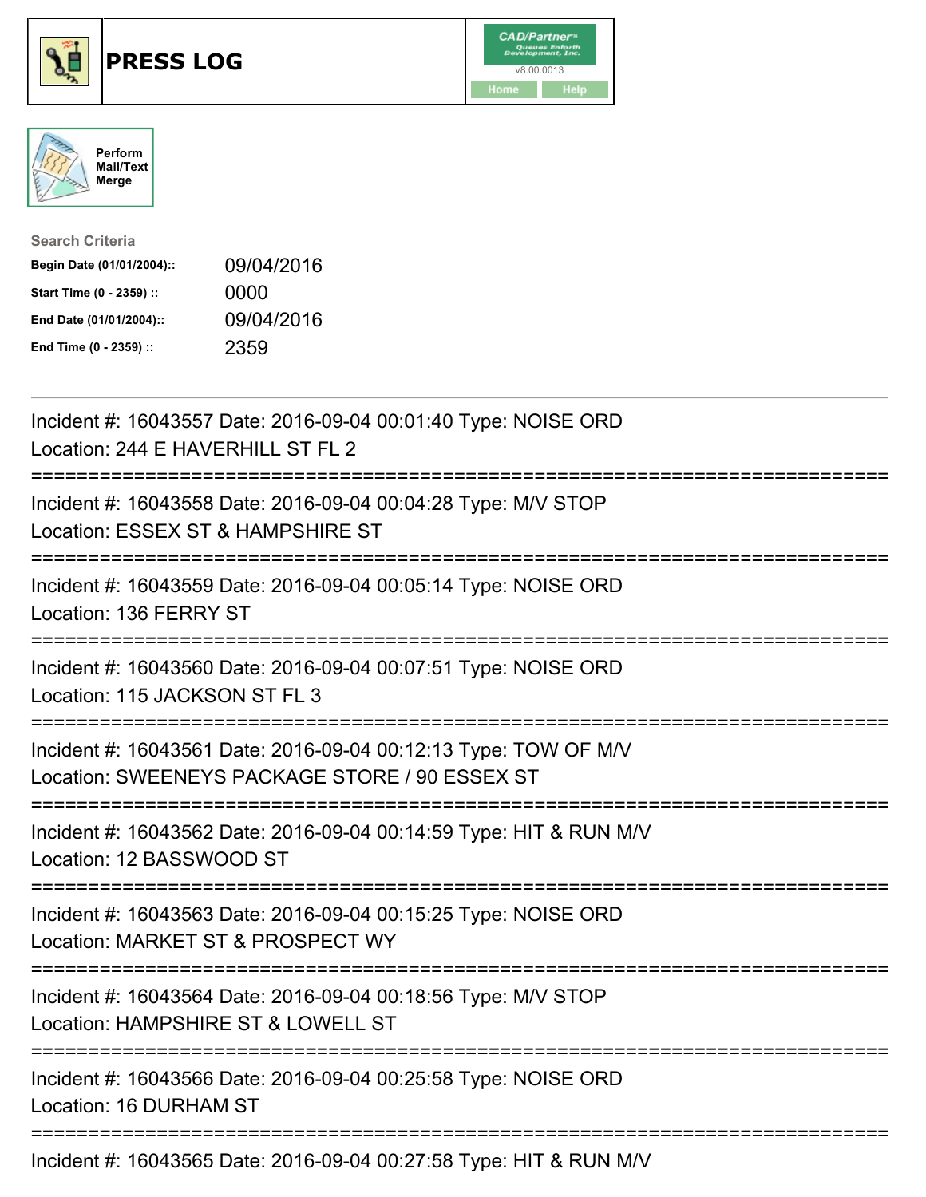# PRESS LOG

Perform Mail/Text Merge

**Search Criteria**

| | |
|---|---|
| **Begin Date (01/01/2004)::** | 09/04/2016 |
| **Start Time (0 - 2359) ::** | 0000 |
| **End Date (01/01/2004)::** | 09/04/2016 |
| **End Time (0 - 2359) ::** | 2359 |

---

Incident #: 16043557 Date: 2016-09-04 00:01:40 Type: NOISE ORD
Location: 244 E HAVERHILL ST FL 2

===========================================================================

Incident #: 16043558 Date: 2016-09-04 00:04:28 Type: M/V STOP
Location: ESSEX ST & HAMPSHIRE ST

===========================================================================

Incident #: 16043559 Date: 2016-09-04 00:05:14 Type: NOISE ORD
Location: 136 FERRY ST

===========================================================================

Incident #: 16043560 Date: 2016-09-04 00:07:51 Type: NOISE ORD
Location: 115 JACKSON ST FL 3

===========================================================================

Incident #: 16043561 Date: 2016-09-04 00:12:13 Type: TOW OF M/V
Location: SWEENEYS PACKAGE STORE / 90 ESSEX ST

===========================================================================

Incident #: 16043562 Date: 2016-09-04 00:14:59 Type: HIT & RUN M/V
Location: 12 BASSWOOD ST

===========================================================================

Incident #: 16043563 Date: 2016-09-04 00:15:25 Type: NOISE ORD
Location: MARKET ST & PROSPECT WY

===========================================================================

Incident #: 16043564 Date: 2016-09-04 00:18:56 Type: M/V STOP
Location: HAMPSHIRE ST & LOWELL ST

===========================================================================

Incident #: 16043566 Date: 2016-09-04 00:25:58 Type: NOISE ORD
Location: 16 DURHAM ST

===========================================================================

Incident #: 16043565 Date: 2016-09-04 00:27:58 Type: HIT & RUN M/V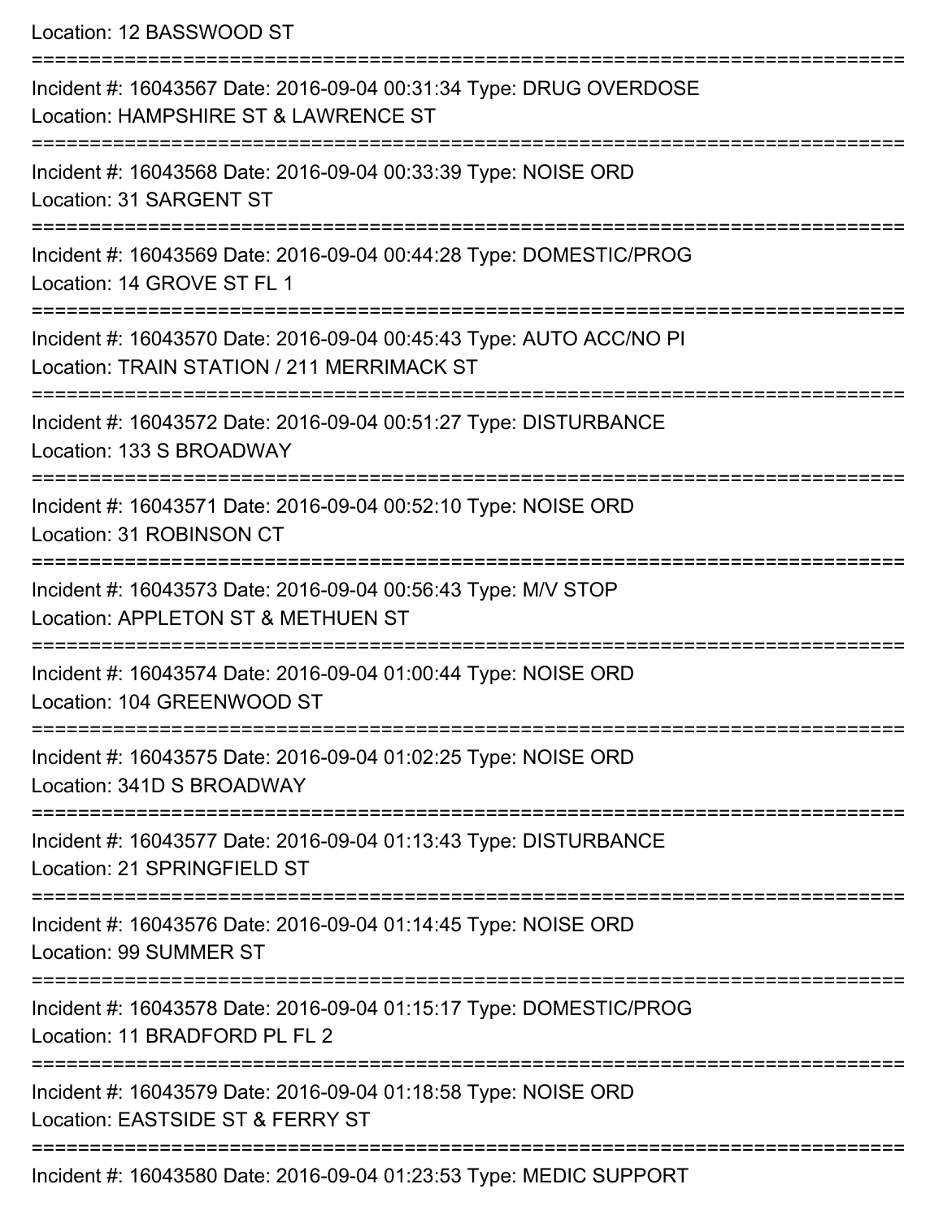Location: 12 BASSWOOD ST

===========================================================================

Incident #: 16043567 Date: 2016-09-04 00:31:34 Type: DRUG OVERDOSE
Location: HAMPSHIRE ST & LAWRENCE ST

===========================================================================

Incident #: 16043568 Date: 2016-09-04 00:33:39 Type: NOISE ORD
Location: 31 SARGENT ST

===========================================================================

Incident #: 16043569 Date: 2016-09-04 00:44:28 Type: DOMESTIC/PROG
Location: 14 GROVE ST FL 1

===========================================================================

Incident #: 16043570 Date: 2016-09-04 00:45:43 Type: AUTO ACC/NO PI
Location: TRAIN STATION / 211 MERRIMACK ST

===========================================================================

Incident #: 16043572 Date: 2016-09-04 00:51:27 Type: DISTURBANCE
Location: 133 S BROADWAY

===========================================================================

Incident #: 16043571 Date: 2016-09-04 00:52:10 Type: NOISE ORD
Location: 31 ROBINSON CT

===========================================================================

Incident #: 16043573 Date: 2016-09-04 00:56:43 Type: M/V STOP
Location: APPLETON ST & METHUEN ST

===========================================================================

Incident #: 16043574 Date: 2016-09-04 01:00:44 Type: NOISE ORD
Location: 104 GREENWOOD ST

===========================================================================

Incident #: 16043575 Date: 2016-09-04 01:02:25 Type: NOISE ORD
Location: 341D S BROADWAY

===========================================================================

Incident #: 16043577 Date: 2016-09-04 01:13:43 Type: DISTURBANCE
Location: 21 SPRINGFIELD ST

===========================================================================

Incident #: 16043576 Date: 2016-09-04 01:14:45 Type: NOISE ORD
Location: 99 SUMMER ST

===========================================================================

Incident #: 16043578 Date: 2016-09-04 01:15:17 Type: DOMESTIC/PROG
Location: 11 BRADFORD PL FL 2

===========================================================================

Incident #: 16043579 Date: 2016-09-04 01:18:58 Type: NOISE ORD
Location: EASTSIDE ST & FERRY ST

===========================================================================

Incident #: 16043580 Date: 2016-09-04 01:23:53 Type: MEDIC SUPPORT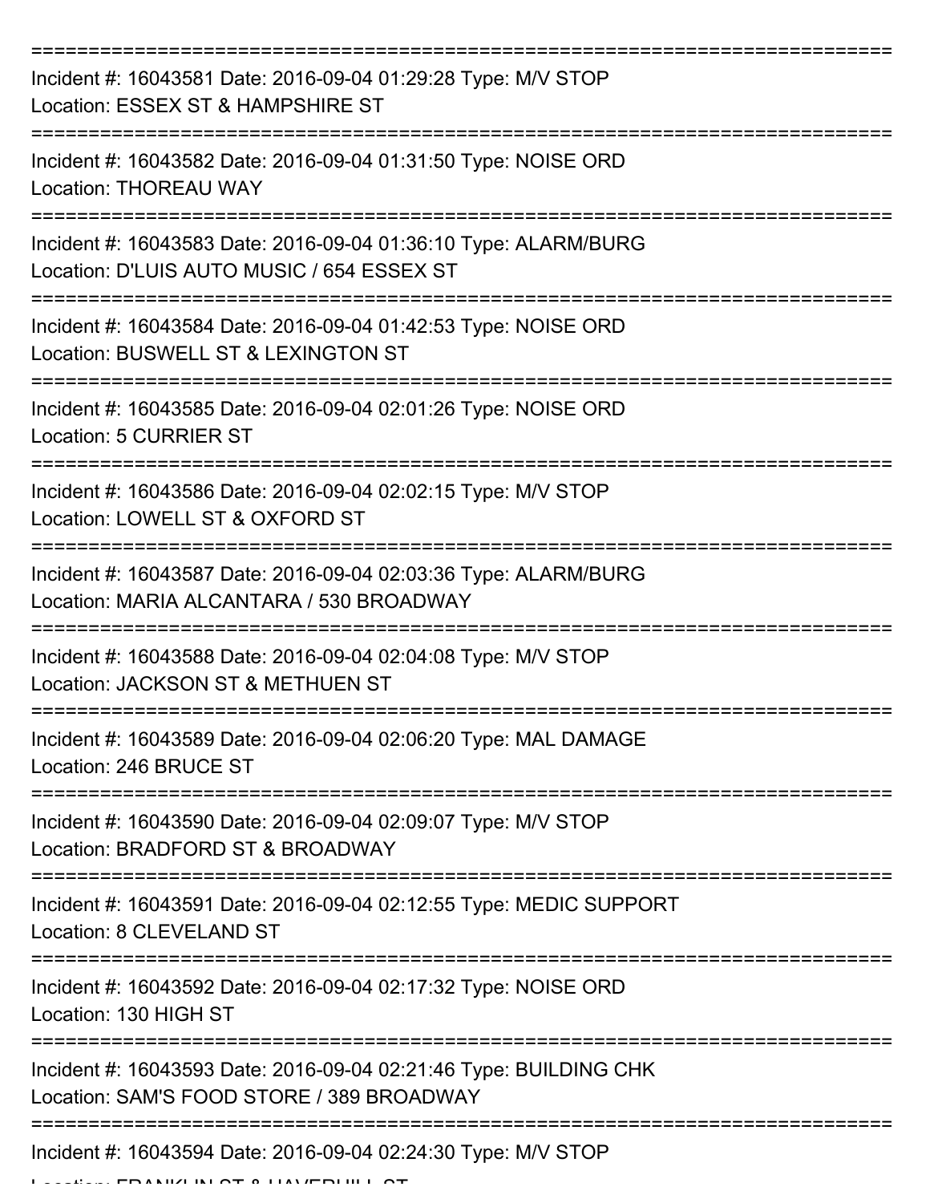===========================================================================

Incident #: 16043581 Date: 2016-09-04 01:29:28 Type: M/V STOP
Location: ESSEX ST & HAMPSHIRE ST

===========================================================================

Incident #: 16043582 Date: 2016-09-04 01:31:50 Type: NOISE ORD
Location: THOREAU WAY

===========================================================================

Incident #: 16043583 Date: 2016-09-04 01:36:10 Type: ALARM/BURG
Location: D'LUIS AUTO MUSIC / 654 ESSEX ST

===========================================================================

Incident #: 16043584 Date: 2016-09-04 01:42:53 Type: NOISE ORD
Location: BUSWELL ST & LEXINGTON ST

===========================================================================

Incident #: 16043585 Date: 2016-09-04 02:01:26 Type: NOISE ORD
Location: 5 CURRIER ST

===========================================================================

Incident #: 16043586 Date: 2016-09-04 02:02:15 Type: M/V STOP
Location: LOWELL ST & OXFORD ST

===========================================================================

Incident #: 16043587 Date: 2016-09-04 02:03:36 Type: ALARM/BURG
Location: MARIA ALCANTARA / 530 BROADWAY

===========================================================================

Incident #: 16043588 Date: 2016-09-04 02:04:08 Type: M/V STOP
Location: JACKSON ST & METHUEN ST

===========================================================================

Incident #: 16043589 Date: 2016-09-04 02:06:20 Type: MAL DAMAGE
Location: 246 BRUCE ST

===========================================================================

Incident #: 16043590 Date: 2016-09-04 02:09:07 Type: M/V STOP
Location: BRADFORD ST & BROADWAY

===========================================================================

Incident #: 16043591 Date: 2016-09-04 02:12:55 Type: MEDIC SUPPORT
Location: 8 CLEVELAND ST

===========================================================================

Incident #: 16043592 Date: 2016-09-04 02:17:32 Type: NOISE ORD
Location: 130 HIGH ST

===========================================================================

Incident #: 16043593 Date: 2016-09-04 02:21:46 Type: BUILDING CHK
Location: SAM'S FOOD STORE / 389 BROADWAY

===========================================================================

Incident #: 16043594 Date: 2016-09-04 02:24:30 Type: M/V STOP
Location: FRANKLIN ST & HAVERHILL ST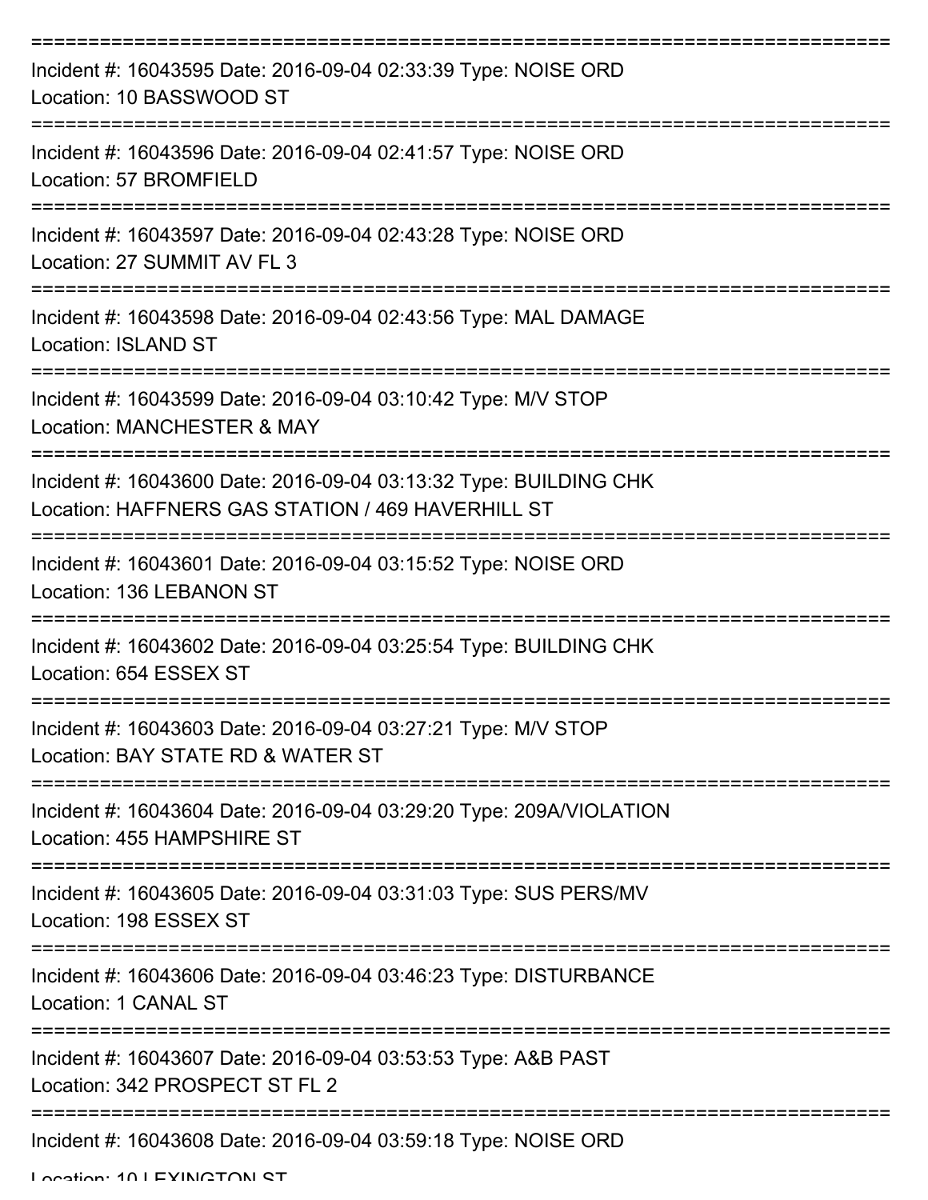===========================================================================

Incident #: 16043595 Date: 2016-09-04 02:33:39 Type: NOISE ORD
Location: 10 BASSWOOD ST

===========================================================================

Incident #: 16043596 Date: 2016-09-04 02:41:57 Type: NOISE ORD
Location: 57 BROMFIELD

===========================================================================

Incident #: 16043597 Date: 2016-09-04 02:43:28 Type: NOISE ORD
Location: 27 SUMMIT AV FL 3

===========================================================================

Incident #: 16043598 Date: 2016-09-04 02:43:56 Type: MAL DAMAGE
Location: ISLAND ST

===========================================================================

Incident #: 16043599 Date: 2016-09-04 03:10:42 Type: M/V STOP
Location: MANCHESTER & MAY

===========================================================================

Incident #: 16043600 Date: 2016-09-04 03:13:32 Type: BUILDING CHK
Location: HAFFNERS GAS STATION / 469 HAVERHILL ST

===========================================================================

Incident #: 16043601 Date: 2016-09-04 03:15:52 Type: NOISE ORD
Location: 136 LEBANON ST

===========================================================================

Incident #: 16043602 Date: 2016-09-04 03:25:54 Type: BUILDING CHK
Location: 654 ESSEX ST

===========================================================================

Incident #: 16043603 Date: 2016-09-04 03:27:21 Type: M/V STOP
Location: BAY STATE RD & WATER ST

===========================================================================

Incident #: 16043604 Date: 2016-09-04 03:29:20 Type: 209A/VIOLATION
Location: 455 HAMPSHIRE ST

===========================================================================

Incident #: 16043605 Date: 2016-09-04 03:31:03 Type: SUS PERS/MV
Location: 198 ESSEX ST

===========================================================================

Incident #: 16043606 Date: 2016-09-04 03:46:23 Type: DISTURBANCE
Location: 1 CANAL ST

===========================================================================

Incident #: 16043607 Date: 2016-09-04 03:53:53 Type: A&B PAST
Location: 342 PROSPECT ST FL 2

===========================================================================

Incident #: 16043608 Date: 2016-09-04 03:59:18 Type: NOISE ORD
Location: 10 LEXINGTON ST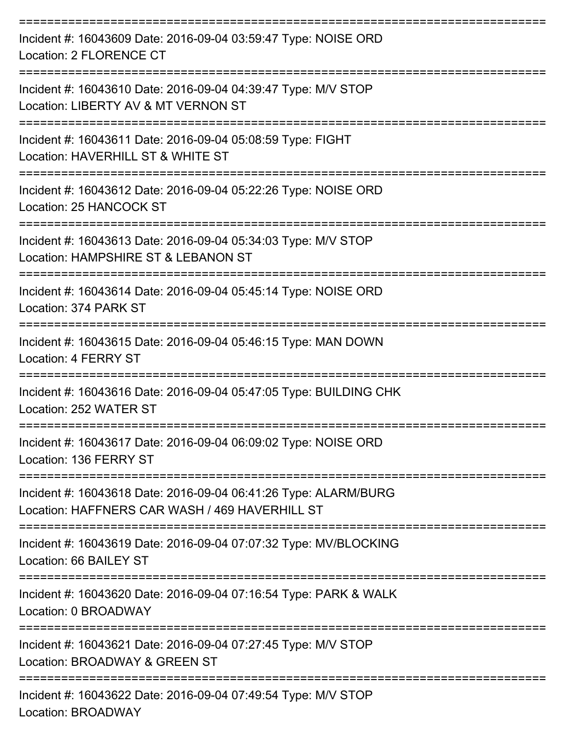===========================================================================
Incident #: 16043609 Date: 2016-09-04 03:59:47 Type: NOISE ORD
Location: 2 FLORENCE CT
===========================================================================
Incident #: 16043610 Date: 2016-09-04 04:39:47 Type: M/V STOP
Location: LIBERTY AV & MT VERNON ST
===========================================================================
Incident #: 16043611 Date: 2016-09-04 05:08:59 Type: FIGHT
Location: HAVERHILL ST & WHITE ST
===========================================================================
Incident #: 16043612 Date: 2016-09-04 05:22:26 Type: NOISE ORD
Location: 25 HANCOCK ST
===========================================================================
Incident #: 16043613 Date: 2016-09-04 05:34:03 Type: M/V STOP
Location: HAMPSHIRE ST & LEBANON ST
===========================================================================
Incident #: 16043614 Date: 2016-09-04 05:45:14 Type: NOISE ORD
Location: 374 PARK ST
===========================================================================
Incident #: 16043615 Date: 2016-09-04 05:46:15 Type: MAN DOWN
Location: 4 FERRY ST
===========================================================================
Incident #: 16043616 Date: 2016-09-04 05:47:05 Type: BUILDING CHK
Location: 252 WATER ST
===========================================================================
Incident #: 16043617 Date: 2016-09-04 06:09:02 Type: NOISE ORD
Location: 136 FERRY ST
===========================================================================
Incident #: 16043618 Date: 2016-09-04 06:41:26 Type: ALARM/BURG
Location: HAFFNERS CAR WASH / 469 HAVERHILL ST
===========================================================================
Incident #: 16043619 Date: 2016-09-04 07:07:32 Type: MV/BLOCKING
Location: 66 BAILEY ST
===========================================================================
Incident #: 16043620 Date: 2016-09-04 07:16:54 Type: PARK & WALK
Location: 0 BROADWAY
===========================================================================
Incident #: 16043621 Date: 2016-09-04 07:27:45 Type: M/V STOP
Location: BROADWAY & GREEN ST
===========================================================================
Incident #: 16043622 Date: 2016-09-04 07:49:54 Type: M/V STOP
Location: BROADWAY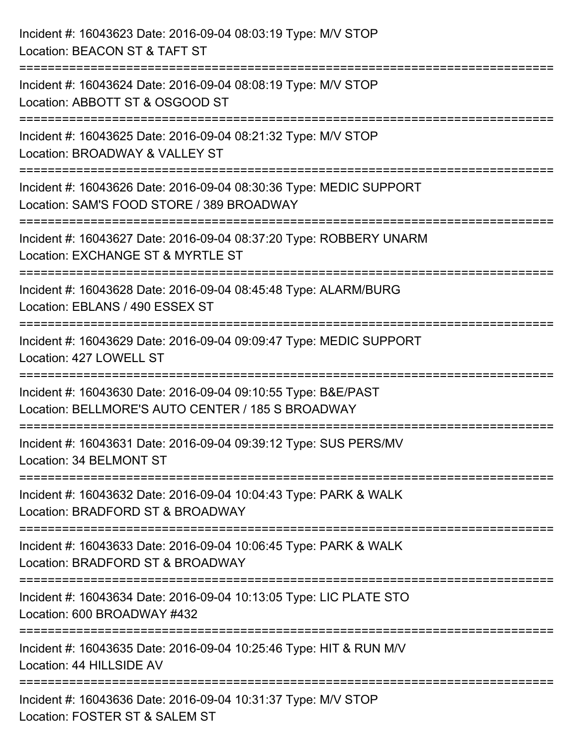Incident #: 16043623 Date: 2016-09-04 08:03:19 Type: M/V STOP
Location: BEACON ST & TAFT ST

===========================================================================

Incident #: 16043624 Date: 2016-09-04 08:08:19 Type: M/V STOP
Location: ABBOTT ST & OSGOOD ST

===========================================================================

Incident #: 16043625 Date: 2016-09-04 08:21:32 Type: M/V STOP
Location: BROADWAY & VALLEY ST

===========================================================================

Incident #: 16043626 Date: 2016-09-04 08:30:36 Type: MEDIC SUPPORT
Location: SAM'S FOOD STORE / 389 BROADWAY

===========================================================================

Incident #: 16043627 Date: 2016-09-04 08:37:20 Type: ROBBERY UNARM
Location: EXCHANGE ST & MYRTLE ST

===========================================================================

Incident #: 16043628 Date: 2016-09-04 08:45:48 Type: ALARM/BURG
Location: EBLANS / 490 ESSEX ST

===========================================================================

Incident #: 16043629 Date: 2016-09-04 09:09:47 Type: MEDIC SUPPORT
Location: 427 LOWELL ST

===========================================================================

Incident #: 16043630 Date: 2016-09-04 09:10:55 Type: B&E/PAST
Location: BELLMORE'S AUTO CENTER / 185 S BROADWAY

===========================================================================

Incident #: 16043631 Date: 2016-09-04 09:39:12 Type: SUS PERS/MV
Location: 34 BELMONT ST

===========================================================================

Incident #: 16043632 Date: 2016-09-04 10:04:43 Type: PARK & WALK
Location: BRADFORD ST & BROADWAY

===========================================================================

Incident #: 16043633 Date: 2016-09-04 10:06:45 Type: PARK & WALK
Location: BRADFORD ST & BROADWAY

===========================================================================

Incident #: 16043634 Date: 2016-09-04 10:13:05 Type: LIC PLATE STO
Location: 600 BROADWAY #432

===========================================================================

Incident #: 16043635 Date: 2016-09-04 10:25:46 Type: HIT & RUN M/V
Location: 44 HILLSIDE AV

===========================================================================

Incident #: 16043636 Date: 2016-09-04 10:31:37 Type: M/V STOP
Location: FOSTER ST & SALEM ST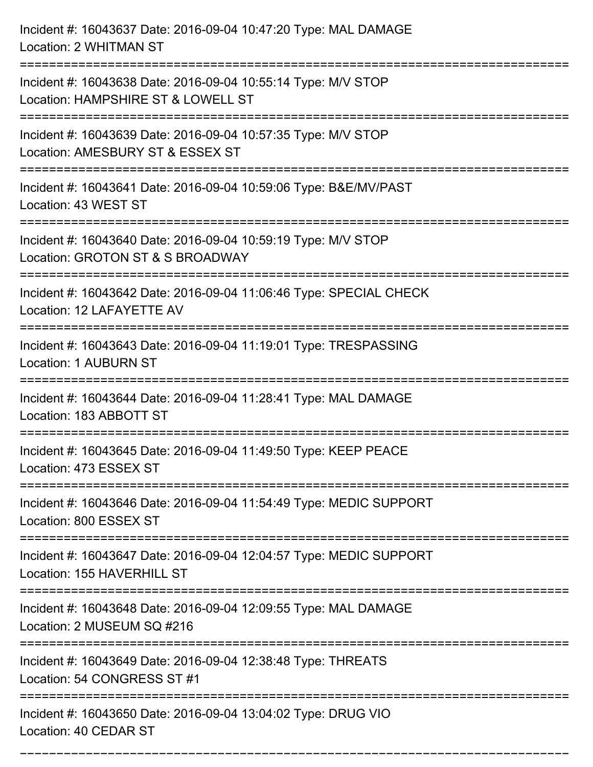Incident #: 16043637 Date: 2016-09-04 10:47:20 Type: MAL DAMAGE
Location: 2 WHITMAN ST

===========================================================================

Incident #: 16043638 Date: 2016-09-04 10:55:14 Type: M/V STOP
Location: HAMPSHIRE ST & LOWELL ST

===========================================================================

Incident #: 16043639 Date: 2016-09-04 10:57:35 Type: M/V STOP
Location: AMESBURY ST & ESSEX ST

===========================================================================

Incident #: 16043641 Date: 2016-09-04 10:59:06 Type: B&E/MV/PAST
Location: 43 WEST ST

===========================================================================

Incident #: 16043640 Date: 2016-09-04 10:59:19 Type: M/V STOP
Location: GROTON ST & S BROADWAY

===========================================================================

Incident #: 16043642 Date: 2016-09-04 11:06:46 Type: SPECIAL CHECK
Location: 12 LAFAYETTE AV

===========================================================================

Incident #: 16043643 Date: 2016-09-04 11:19:01 Type: TRESPASSING
Location: 1 AUBURN ST

===========================================================================

Incident #: 16043644 Date: 2016-09-04 11:28:41 Type: MAL DAMAGE
Location: 183 ABBOTT ST

===========================================================================

Incident #: 16043645 Date: 2016-09-04 11:49:50 Type: KEEP PEACE
Location: 473 ESSEX ST

===========================================================================

Incident #: 16043646 Date: 2016-09-04 11:54:49 Type: MEDIC SUPPORT
Location: 800 ESSEX ST

===========================================================================

Incident #: 16043647 Date: 2016-09-04 12:04:57 Type: MEDIC SUPPORT
Location: 155 HAVERHILL ST

===========================================================================

Incident #: 16043648 Date: 2016-09-04 12:09:55 Type: MAL DAMAGE
Location: 2 MUSEUM SQ #216

===========================================================================

Incident #: 16043649 Date: 2016-09-04 12:38:48 Type: THREATS
Location: 54 CONGRESS ST #1

===========================================================================

Incident #: 16043650 Date: 2016-09-04 13:04:02 Type: DRUG VIO
Location: 40 CEDAR ST

===========================================================================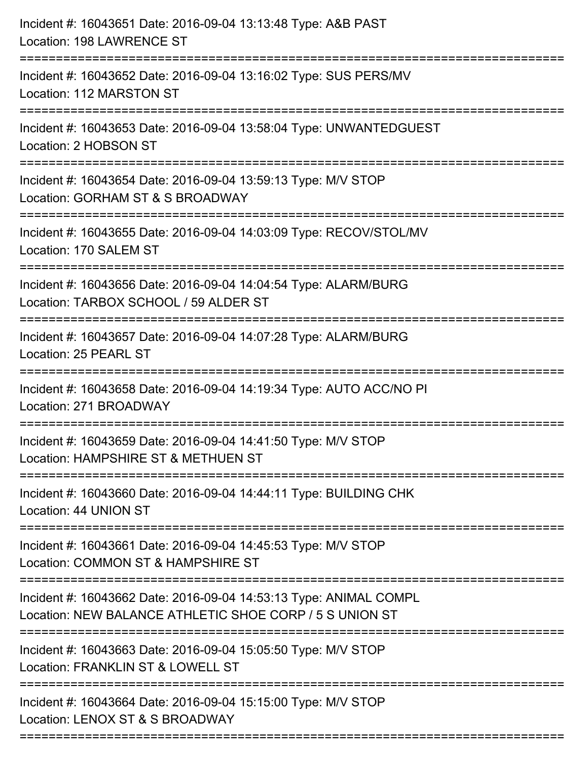Incident #: 16043651 Date: 2016-09-04 13:13:48 Type: A&B PAST
Location: 198 LAWRENCE ST

===========================================================================

Incident #: 16043652 Date: 2016-09-04 13:16:02 Type: SUS PERS/MV
Location: 112 MARSTON ST

===========================================================================

Incident #: 16043653 Date: 2016-09-04 13:58:04 Type: UNWANTEDGUEST
Location: 2 HOBSON ST

===========================================================================

Incident #: 16043654 Date: 2016-09-04 13:59:13 Type: M/V STOP
Location: GORHAM ST & S BROADWAY

===========================================================================

Incident #: 16043655 Date: 2016-09-04 14:03:09 Type: RECOV/STOL/MV
Location: 170 SALEM ST

===========================================================================

Incident #: 16043656 Date: 2016-09-04 14:04:54 Type: ALARM/BURG
Location: TARBOX SCHOOL / 59 ALDER ST

===========================================================================

Incident #: 16043657 Date: 2016-09-04 14:07:28 Type: ALARM/BURG
Location: 25 PEARL ST

===========================================================================

Incident #: 16043658 Date: 2016-09-04 14:19:34 Type: AUTO ACC/NO PI
Location: 271 BROADWAY

===========================================================================

Incident #: 16043659 Date: 2016-09-04 14:41:50 Type: M/V STOP
Location: HAMPSHIRE ST & METHUEN ST

===========================================================================

Incident #: 16043660 Date: 2016-09-04 14:44:11 Type: BUILDING CHK
Location: 44 UNION ST

===========================================================================

Incident #: 16043661 Date: 2016-09-04 14:45:53 Type: M/V STOP
Location: COMMON ST & HAMPSHIRE ST

===========================================================================

Incident #: 16043662 Date: 2016-09-04 14:53:13 Type: ANIMAL COMPL
Location: NEW BALANCE ATHLETIC SHOE CORP / 5 S UNION ST

===========================================================================

Incident #: 16043663 Date: 2016-09-04 15:05:50 Type: M/V STOP
Location: FRANKLIN ST & LOWELL ST

===========================================================================

Incident #: 16043664 Date: 2016-09-04 15:15:00 Type: M/V STOP
Location: LENOX ST & S BROADWAY

===========================================================================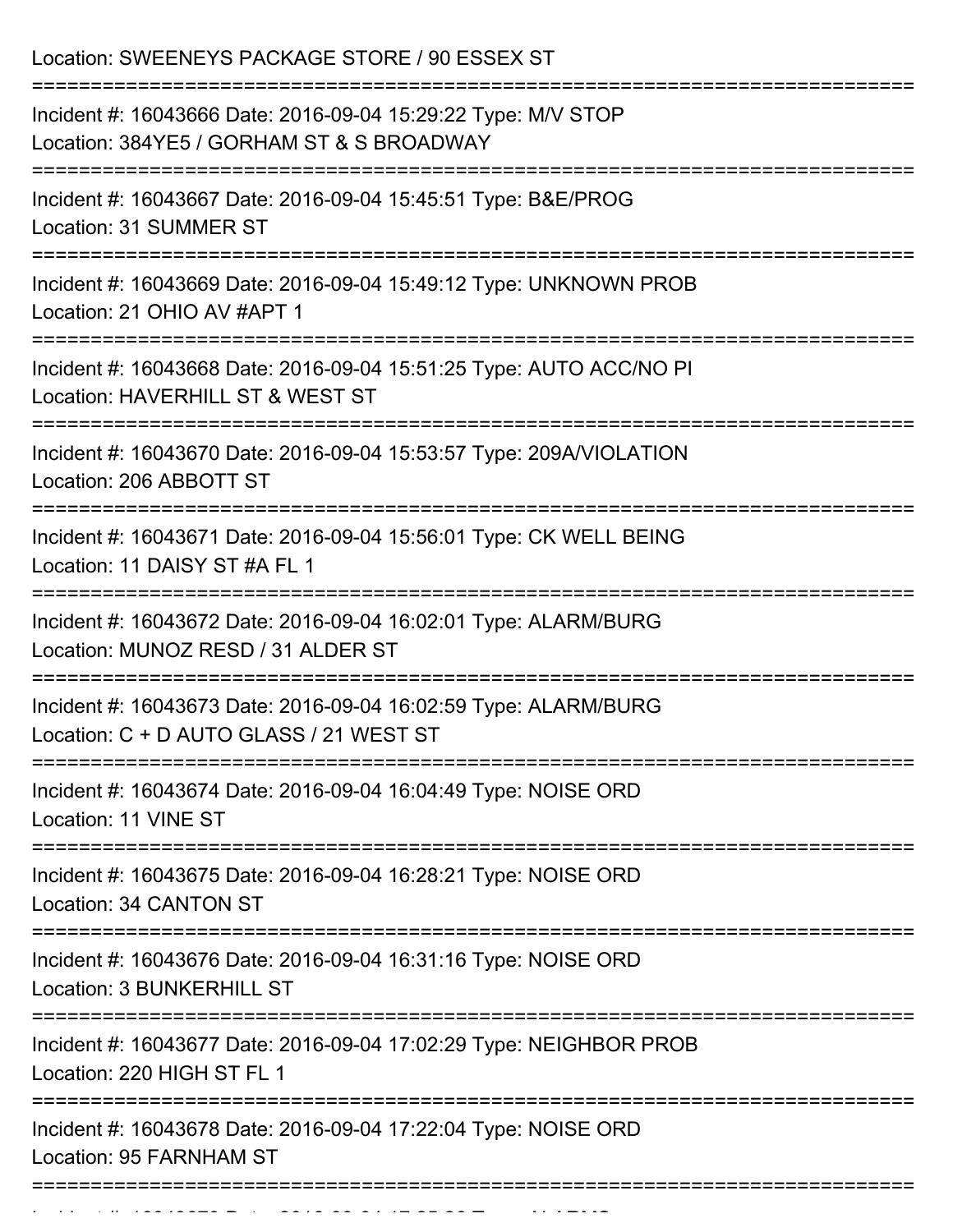Location: SWEENEYS PACKAGE STORE / 90 ESSEX ST

===========================================================================

Incident #: 16043666 Date: 2016-09-04 15:29:22 Type: M/V STOP
Location: 384YE5 / GORHAM ST & S BROADWAY

===========================================================================

Incident #: 16043667 Date: 2016-09-04 15:45:51 Type: B&E/PROG
Location: 31 SUMMER ST

===========================================================================

Incident #: 16043669 Date: 2016-09-04 15:49:12 Type: UNKNOWN PROB
Location: 21 OHIO AV #APT 1

===========================================================================

Incident #: 16043668 Date: 2016-09-04 15:51:25 Type: AUTO ACC/NO PI
Location: HAVERHILL ST & WEST ST

===========================================================================

Incident #: 16043670 Date: 2016-09-04 15:53:57 Type: 209A/VIOLATION
Location: 206 ABBOTT ST

===========================================================================

Incident #: 16043671 Date: 2016-09-04 15:56:01 Type: CK WELL BEING
Location: 11 DAISY ST #A FL 1

===========================================================================

Incident #: 16043672 Date: 2016-09-04 16:02:01 Type: ALARM/BURG
Location: MUNOZ RESD / 31 ALDER ST

===========================================================================

Incident #: 16043673 Date: 2016-09-04 16:02:59 Type: ALARM/BURG
Location: C + D AUTO GLASS / 21 WEST ST

===========================================================================

Incident #: 16043674 Date: 2016-09-04 16:04:49 Type: NOISE ORD
Location: 11 VINE ST

===========================================================================

Incident #: 16043675 Date: 2016-09-04 16:28:21 Type: NOISE ORD
Location: 34 CANTON ST

===========================================================================

Incident #: 16043676 Date: 2016-09-04 16:31:16 Type: NOISE ORD
Location: 3 BUNKERHILL ST

===========================================================================

Incident #: 16043677 Date: 2016-09-04 17:02:29 Type: NEIGHBOR PROB
Location: 220 HIGH ST FL 1

===========================================================================

Incident #: 16043678 Date: 2016-09-04 17:22:04 Type: NOISE ORD
Location: 95 FARNHAM ST

===========================================================================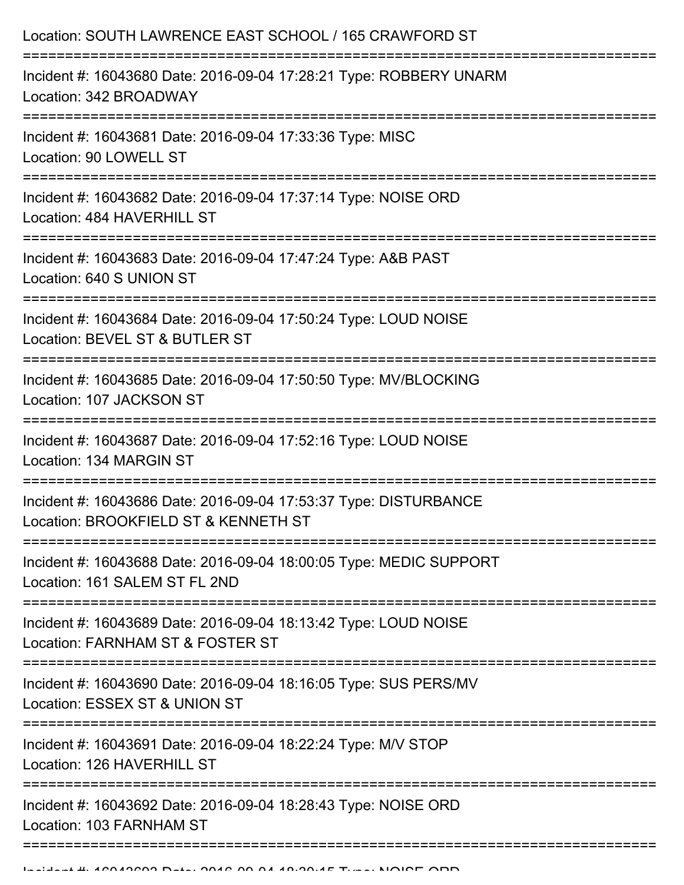Location: SOUTH LAWRENCE EAST SCHOOL / 165 CRAWFORD ST

===========================================================================

Incident #: 16043680 Date: 2016-09-04 17:28:21 Type: ROBBERY UNARM
Location: 342 BROADWAY

===========================================================================

Incident #: 16043681 Date: 2016-09-04 17:33:36 Type: MISC
Location: 90 LOWELL ST

===========================================================================

Incident #: 16043682 Date: 2016-09-04 17:37:14 Type: NOISE ORD
Location: 484 HAVERHILL ST

===========================================================================

Incident #: 16043683 Date: 2016-09-04 17:47:24 Type: A&B PAST
Location: 640 S UNION ST

===========================================================================

Incident #: 16043684 Date: 2016-09-04 17:50:24 Type: LOUD NOISE
Location: BEVEL ST & BUTLER ST

===========================================================================

Incident #: 16043685 Date: 2016-09-04 17:50:50 Type: MV/BLOCKING
Location: 107 JACKSON ST

===========================================================================

Incident #: 16043687 Date: 2016-09-04 17:52:16 Type: LOUD NOISE
Location: 134 MARGIN ST

===========================================================================

Incident #: 16043686 Date: 2016-09-04 17:53:37 Type: DISTURBANCE
Location: BROOKFIELD ST & KENNETH ST

===========================================================================

Incident #: 16043688 Date: 2016-09-04 18:00:05 Type: MEDIC SUPPORT
Location: 161 SALEM ST FL 2ND

===========================================================================

Incident #: 16043689 Date: 2016-09-04 18:13:42 Type: LOUD NOISE
Location: FARNHAM ST & FOSTER ST

===========================================================================

Incident #: 16043690 Date: 2016-09-04 18:16:05 Type: SUS PERS/MV
Location: ESSEX ST & UNION ST

===========================================================================

Incident #: 16043691 Date: 2016-09-04 18:22:24 Type: M/V STOP
Location: 126 HAVERHILL ST

===========================================================================

Incident #: 16043692 Date: 2016-09-04 18:28:43 Type: NOISE ORD
Location: 103 FARNHAM ST

===========================================================================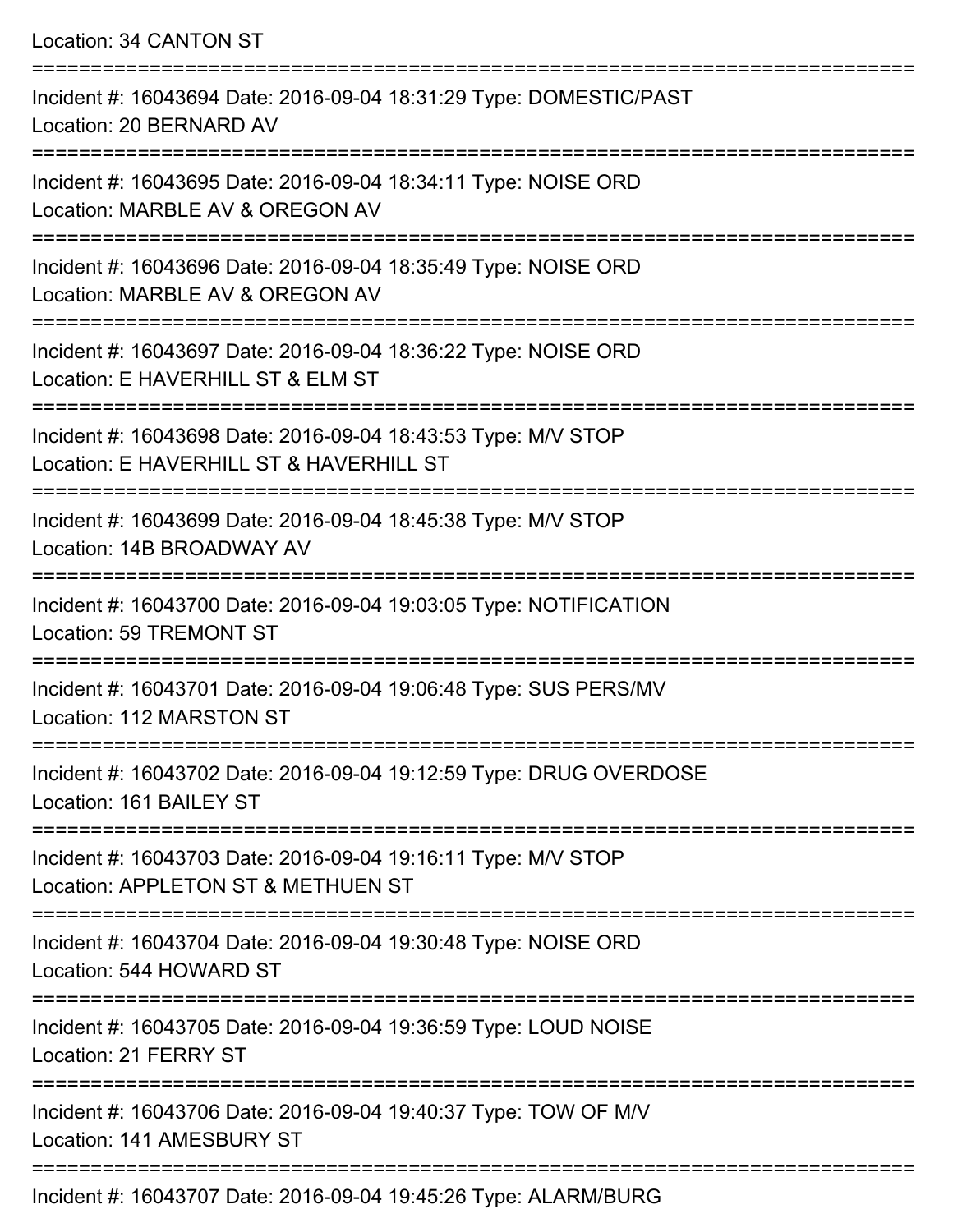Location: 34 CANTON ST

===========================================================================

Incident #: 16043694 Date: 2016-09-04 18:31:29 Type: DOMESTIC/PAST
Location: 20 BERNARD AV

===========================================================================

Incident #: 16043695 Date: 2016-09-04 18:34:11 Type: NOISE ORD
Location: MARBLE AV & OREGON AV

===========================================================================

Incident #: 16043696 Date: 2016-09-04 18:35:49 Type: NOISE ORD
Location: MARBLE AV & OREGON AV

===========================================================================

Incident #: 16043697 Date: 2016-09-04 18:36:22 Type: NOISE ORD
Location: E HAVERHILL ST & ELM ST

===========================================================================

Incident #: 16043698 Date: 2016-09-04 18:43:53 Type: M/V STOP
Location: E HAVERHILL ST & HAVERHILL ST

===========================================================================

Incident #: 16043699 Date: 2016-09-04 18:45:38 Type: M/V STOP
Location: 14B BROADWAY AV

===========================================================================

Incident #: 16043700 Date: 2016-09-04 19:03:05 Type: NOTIFICATION
Location: 59 TREMONT ST

===========================================================================

Incident #: 16043701 Date: 2016-09-04 19:06:48 Type: SUS PERS/MV
Location: 112 MARSTON ST

===========================================================================

Incident #: 16043702 Date: 2016-09-04 19:12:59 Type: DRUG OVERDOSE
Location: 161 BAILEY ST

===========================================================================

Incident #: 16043703 Date: 2016-09-04 19:16:11 Type: M/V STOP
Location: APPLETON ST & METHUEN ST

===========================================================================

Incident #: 16043704 Date: 2016-09-04 19:30:48 Type: NOISE ORD
Location: 544 HOWARD ST

===========================================================================

Incident #: 16043705 Date: 2016-09-04 19:36:59 Type: LOUD NOISE
Location: 21 FERRY ST

===========================================================================

Incident #: 16043706 Date: 2016-09-04 19:40:37 Type: TOW OF M/V
Location: 141 AMESBURY ST

===========================================================================

Incident #: 16043707 Date: 2016-09-04 19:45:26 Type: ALARM/BURG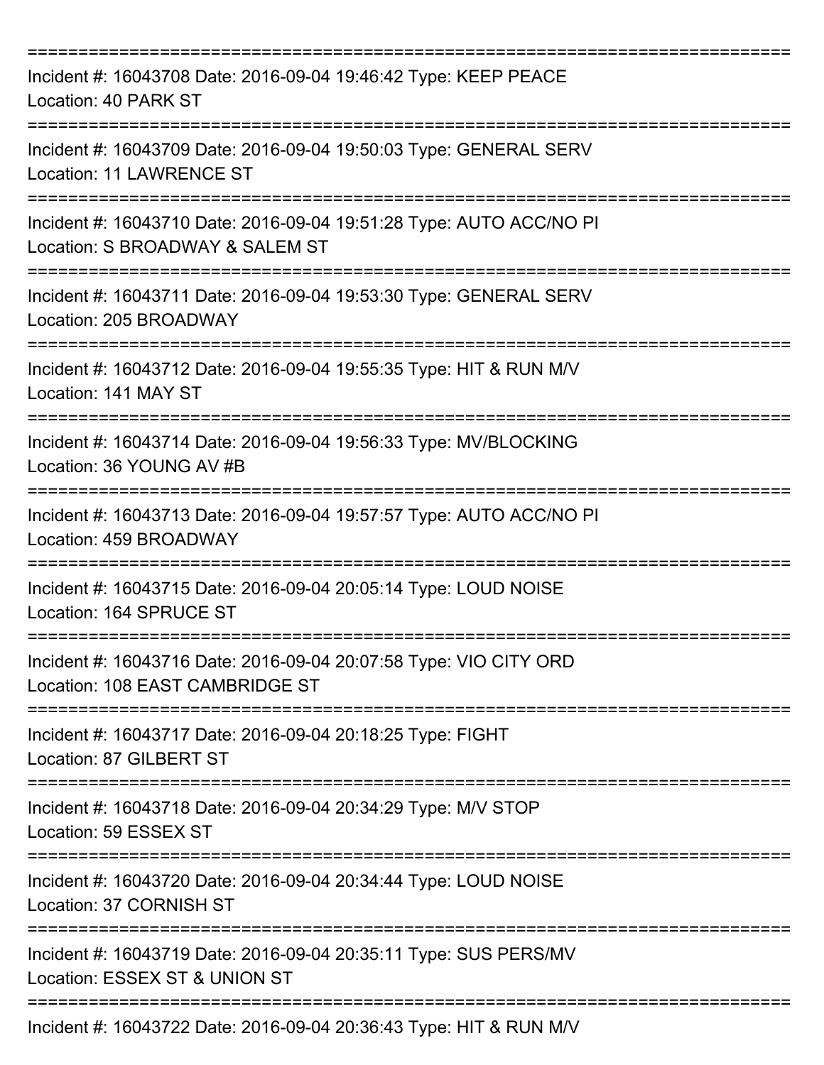===========================================================================

Incident #: 16043708 Date: 2016-09-04 19:46:42 Type: KEEP PEACE
Location: 40 PARK ST

===========================================================================

Incident #: 16043709 Date: 2016-09-04 19:50:03 Type: GENERAL SERV
Location: 11 LAWRENCE ST

===========================================================================

Incident #: 16043710 Date: 2016-09-04 19:51:28 Type: AUTO ACC/NO PI
Location: S BROADWAY & SALEM ST

===========================================================================

Incident #: 16043711 Date: 2016-09-04 19:53:30 Type: GENERAL SERV
Location: 205 BROADWAY

===========================================================================

Incident #: 16043712 Date: 2016-09-04 19:55:35 Type: HIT & RUN M/V
Location: 141 MAY ST

===========================================================================

Incident #: 16043714 Date: 2016-09-04 19:56:33 Type: MV/BLOCKING
Location: 36 YOUNG AV #B

===========================================================================

Incident #: 16043713 Date: 2016-09-04 19:57:57 Type: AUTO ACC/NO PI
Location: 459 BROADWAY

===========================================================================

Incident #: 16043715 Date: 2016-09-04 20:05:14 Type: LOUD NOISE
Location: 164 SPRUCE ST

===========================================================================

Incident #: 16043716 Date: 2016-09-04 20:07:58 Type: VIO CITY ORD
Location: 108 EAST CAMBRIDGE ST

===========================================================================

Incident #: 16043717 Date: 2016-09-04 20:18:25 Type: FIGHT
Location: 87 GILBERT ST

===========================================================================

Incident #: 16043718 Date: 2016-09-04 20:34:29 Type: M/V STOP
Location: 59 ESSEX ST

===========================================================================

Incident #: 16043720 Date: 2016-09-04 20:34:44 Type: LOUD NOISE
Location: 37 CORNISH ST

===========================================================================

Incident #: 16043719 Date: 2016-09-04 20:35:11 Type: SUS PERS/MV
Location: ESSEX ST & UNION ST

===========================================================================

Incident #: 16043722 Date: 2016-09-04 20:36:43 Type: HIT & RUN M/V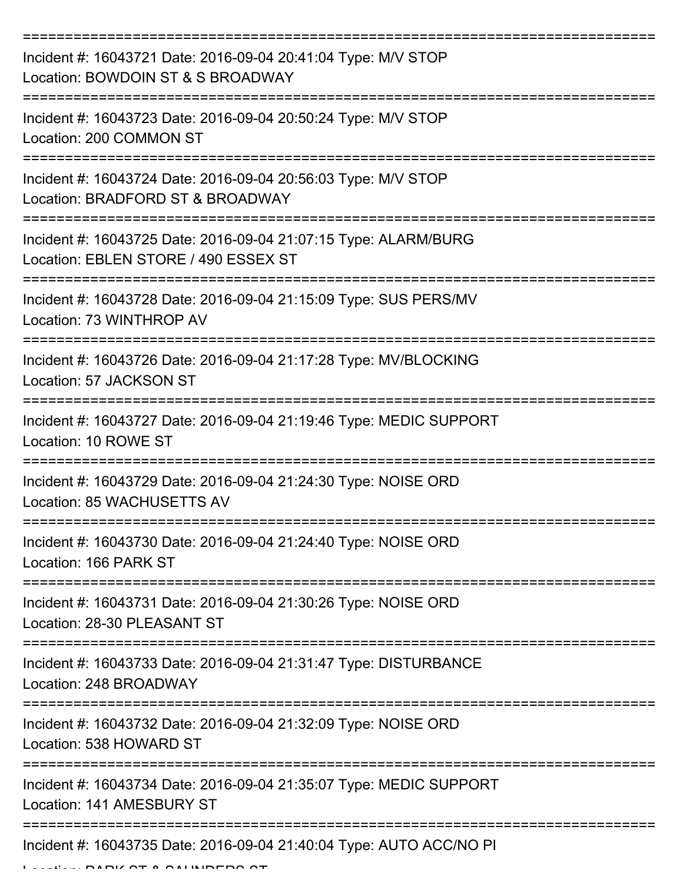===========================================================================

Incident #: 16043721 Date: 2016-09-04 20:41:04 Type: M/V STOP

Location: BOWDOIN ST & S BROADWAY

===========================================================================

Incident #: 16043723 Date: 2016-09-04 20:50:24 Type: M/V STOP

Location: 200 COMMON ST

===========================================================================

Incident #: 16043724 Date: 2016-09-04 20:56:03 Type: M/V STOP

Location: BRADFORD ST & BROADWAY

===========================================================================

Incident #: 16043725 Date: 2016-09-04 21:07:15 Type: ALARM/BURG

Location: EBLEN STORE / 490 ESSEX ST

===========================================================================

Incident #: 16043728 Date: 2016-09-04 21:15:09 Type: SUS PERS/MV

Location: 73 WINTHROP AV

===========================================================================

Incident #: 16043726 Date: 2016-09-04 21:17:28 Type: MV/BLOCKING

Location: 57 JACKSON ST

===========================================================================

Incident #: 16043727 Date: 2016-09-04 21:19:46 Type: MEDIC SUPPORT

Location: 10 ROWE ST

===========================================================================

Incident #: 16043729 Date: 2016-09-04 21:24:30 Type: NOISE ORD

Location: 85 WACHUSETTS AV

===========================================================================

Incident #: 16043730 Date: 2016-09-04 21:24:40 Type: NOISE ORD

Location: 166 PARK ST

===========================================================================

Incident #: 16043731 Date: 2016-09-04 21:30:26 Type: NOISE ORD

Location: 28-30 PLEASANT ST

===========================================================================

Incident #: 16043733 Date: 2016-09-04 21:31:47 Type: DISTURBANCE

Location: 248 BROADWAY

===========================================================================

Incident #: 16043732 Date: 2016-09-04 21:32:09 Type: NOISE ORD

Location: 538 HOWARD ST

===========================================================================

Incident #: 16043734 Date: 2016-09-04 21:35:07 Type: MEDIC SUPPORT

Location: 141 AMESBURY ST

===========================================================================

Incident #: 16043735 Date: 2016-09-04 21:40:04 Type: AUTO ACC/NO PI

Location: PARK ST & SAUNDERS ST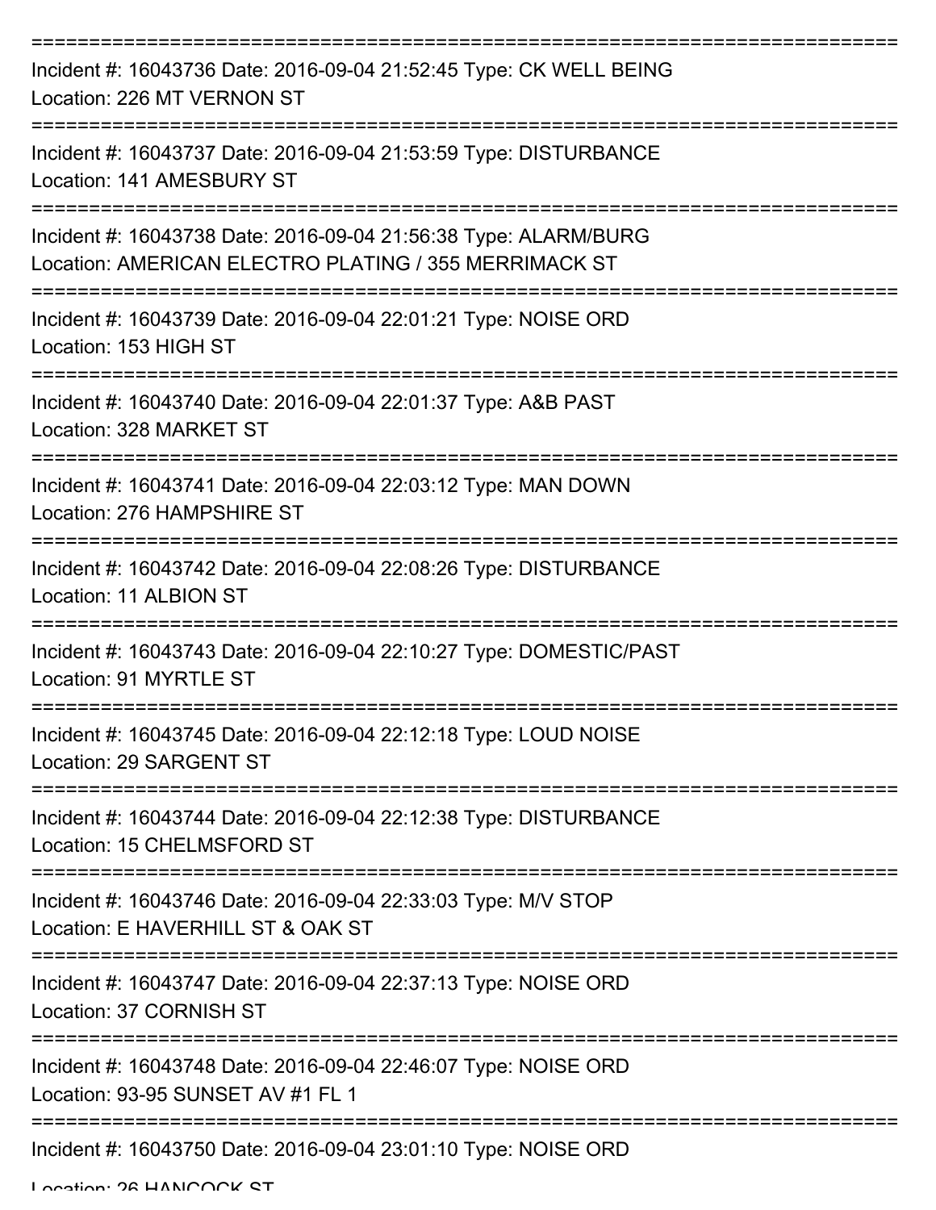Incident #: 16043736 Date: 2016-09-04 21:52:45 Type: CK WELL BEING
Location: 226 MT VERNON ST

Incident #: 16043737 Date: 2016-09-04 21:53:59 Type: DISTURBANCE
Location: 141 AMESBURY ST

Incident #: 16043738 Date: 2016-09-04 21:56:38 Type: ALARM/BURG
Location: AMERICAN ELECTRO PLATING / 355 MERRIMACK ST

Incident #: 16043739 Date: 2016-09-04 22:01:21 Type: NOISE ORD
Location: 153 HIGH ST

Incident #: 16043740 Date: 2016-09-04 22:01:37 Type: A&B PAST
Location: 328 MARKET ST

Incident #: 16043741 Date: 2016-09-04 22:03:12 Type: MAN DOWN
Location: 276 HAMPSHIRE ST

Incident #: 16043742 Date: 2016-09-04 22:08:26 Type: DISTURBANCE
Location: 11 ALBION ST

Incident #: 16043743 Date: 2016-09-04 22:10:27 Type: DOMESTIC/PAST
Location: 91 MYRTLE ST

Incident #: 16043745 Date: 2016-09-04 22:12:18 Type: LOUD NOISE
Location: 29 SARGENT ST

Incident #: 16043744 Date: 2016-09-04 22:12:38 Type: DISTURBANCE
Location: 15 CHELMSFORD ST

Incident #: 16043746 Date: 2016-09-04 22:33:03 Type: M/V STOP
Location: E HAVERHILL ST & OAK ST

Incident #: 16043747 Date: 2016-09-04 22:37:13 Type: NOISE ORD
Location: 37 CORNISH ST

Incident #: 16043748 Date: 2016-09-04 22:46:07 Type: NOISE ORD
Location: 93-95 SUNSET AV #1 FL 1

Incident #: 16043750 Date: 2016-09-04 23:01:10 Type: NOISE ORD
Location: 26 HANCOCK ST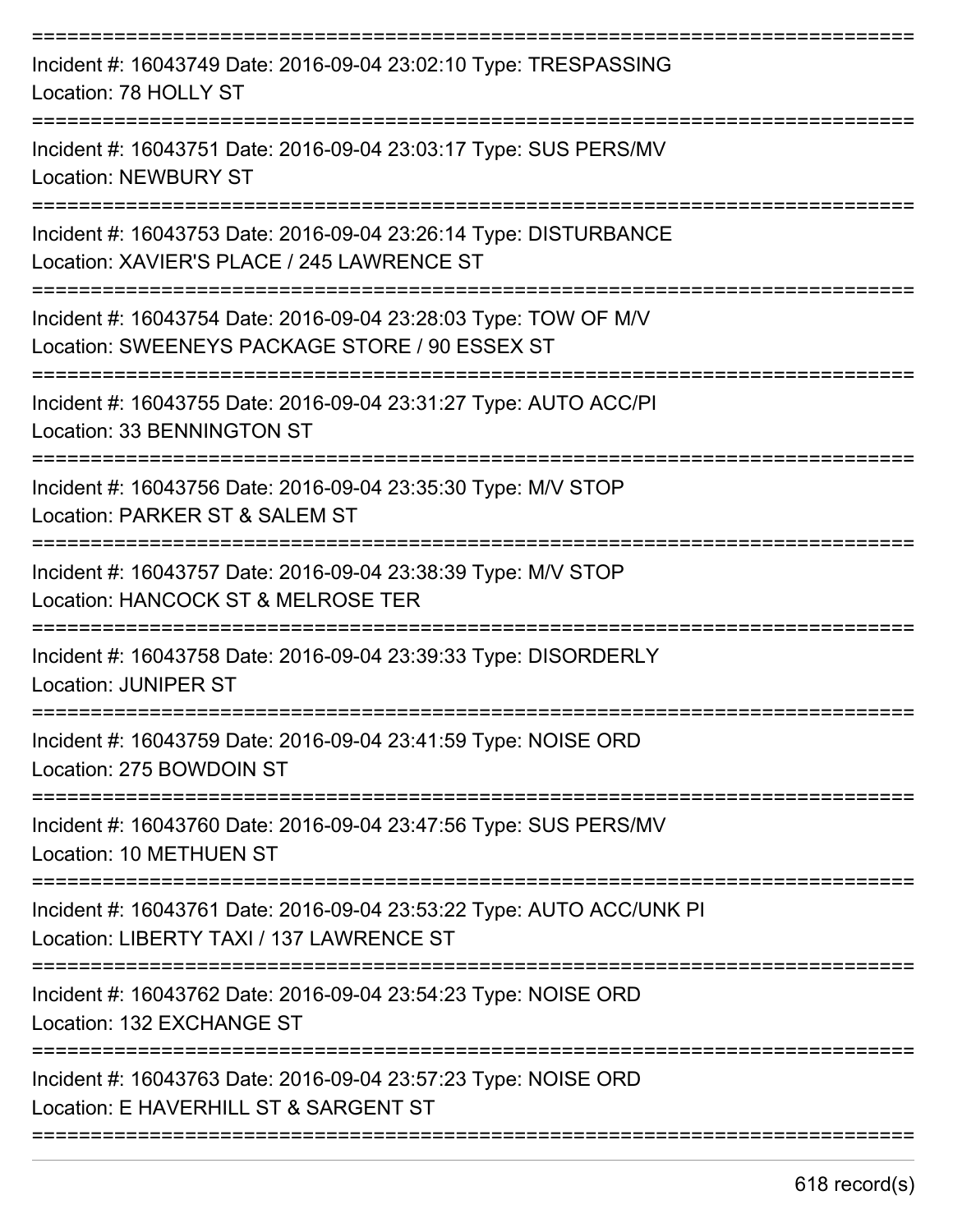Incident #: 16043749 Date: 2016-09-04 23:02:10 Type: TRESPASSING
Location: 78 HOLLY ST

Incident #: 16043751 Date: 2016-09-04 23:03:17 Type: SUS PERS/MV
Location: NEWBURY ST

Incident #: 16043753 Date: 2016-09-04 23:26:14 Type: DISTURBANCE
Location: XAVIER'S PLACE / 245 LAWRENCE ST

Incident #: 16043754 Date: 2016-09-04 23:28:03 Type: TOW OF M/V
Location: SWEENEYS PACKAGE STORE / 90 ESSEX ST

Incident #: 16043755 Date: 2016-09-04 23:31:27 Type: AUTO ACC/PI
Location: 33 BENNINGTON ST

Incident #: 16043756 Date: 2016-09-04 23:35:30 Type: M/V STOP
Location: PARKER ST & SALEM ST

Incident #: 16043757 Date: 2016-09-04 23:38:39 Type: M/V STOP
Location: HANCOCK ST & MELROSE TER

Incident #: 16043758 Date: 2016-09-04 23:39:33 Type: DISORDERLY
Location: JUNIPER ST

Incident #: 16043759 Date: 2016-09-04 23:41:59 Type: NOISE ORD
Location: 275 BOWDOIN ST

Incident #: 16043760 Date: 2016-09-04 23:47:56 Type: SUS PERS/MV
Location: 10 METHUEN ST

Incident #: 16043761 Date: 2016-09-04 23:53:22 Type: AUTO ACC/UNK PI
Location: LIBERTY TAXI / 137 LAWRENCE ST

Incident #: 16043762 Date: 2016-09-04 23:54:23 Type: NOISE ORD
Location: 132 EXCHANGE ST

Incident #: 16043763 Date: 2016-09-04 23:57:23 Type: NOISE ORD
Location: E HAVERHILL ST & SARGENT ST

618 record(s)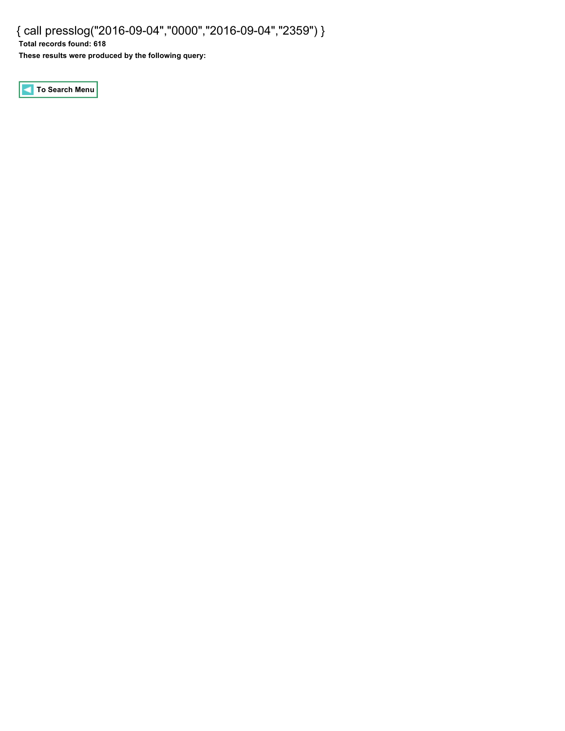{ call presslog("2016-09-04","0000","2016-09-04","2359") }

**Total records found: 618**

**These results were produced by the following query:**

**To Search Menu**